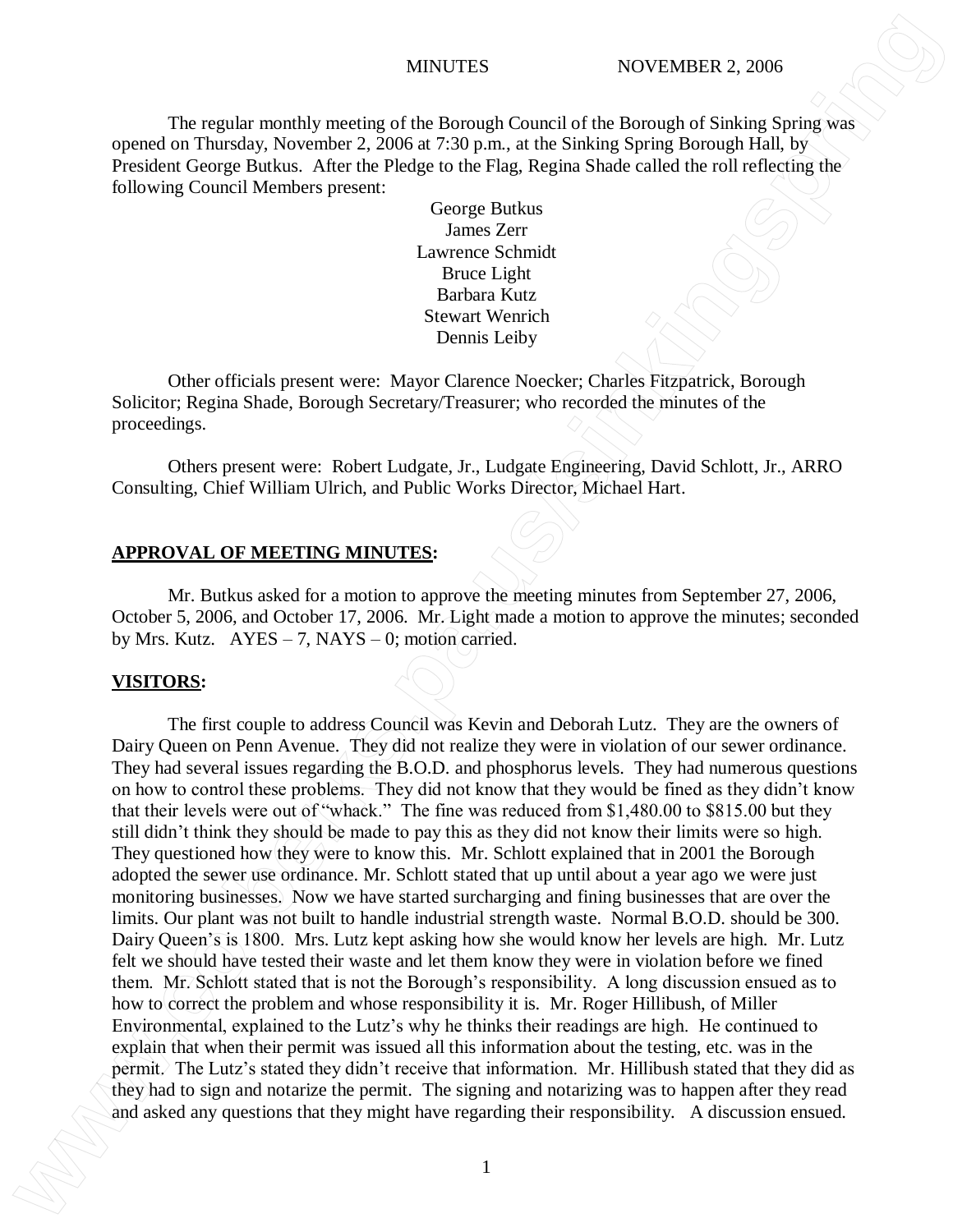MINUTES NOVEMBER 2, 2006

The regular monthly meeting of the Borough Council of the Borough of Sinking Spring was opened on Thursday, November 2, 2006 at 7:30 p.m., at the Sinking Spring Borough Hall, by President George Butkus. After the Pledge to the Flag, Regina Shade called the roll reflecting the following Council Members present:

George Butkus
James Zerr
Lawrence Schmidt
Bruce Light
Barbara Kutz
Stewart Wenrich
Dennis Leiby

Other officials present were: Mayor Clarence Noecker; Charles Fitzpatrick, Borough Solicitor; Regina Shade, Borough Secretary/Treasurer; who recorded the minutes of the proceedings.

Others present were: Robert Ludgate, Jr., Ludgate Engineering, David Schlott, Jr., ARRO Consulting, Chief William Ulrich, and Public Works Director, Michael Hart.

**APPROVAL OF MEETING MINUTES:**

Mr. Butkus asked for a motion to approve the meeting minutes from September 27, 2006, October 5, 2006, and October 17, 2006. Mr. Light made a motion to approve the minutes; seconded by Mrs. Kutz. AYES – 7, NAYS – 0; motion carried.

**VISITORS:**

The first couple to address Council was Kevin and Deborah Lutz. They are the owners of Dairy Queen on Penn Avenue. They did not realize they were in violation of our sewer ordinance. They had several issues regarding the B.O.D. and phosphorus levels. They had numerous questions on how to control these problems. They did not know that they would be fined as they didn't know that their levels were out of "whack." The fine was reduced from $1,480.00 to $815.00 but they still didn't think they should be made to pay this as they did not know their limits were so high. They questioned how they were to know this. Mr. Schlott explained that in 2001 the Borough adopted the sewer use ordinance. Mr. Schlott stated that up until about a year ago we were just monitoring businesses. Now we have started surcharging and fining businesses that are over the limits. Our plant was not built to handle industrial strength waste. Normal B.O.D. should be 300. Dairy Queen's is 1800. Mrs. Lutz kept asking how she would know her levels are high. Mr. Lutz felt we should have tested their waste and let them know they were in violation before we fined them. Mr. Schlott stated that is not the Borough's responsibility. A long discussion ensued as to how to correct the problem and whose responsibility it is. Mr. Roger Hillibush, of Miller Environmental, explained to the Lutz's why he thinks their readings are high. He continued to explain that when their permit was issued all this information about the testing, etc. was in the permit. The Lutz's stated they didn't receive that information. Mr. Hillibush stated that they did as they had to sign and notarize the permit. The signing and notarizing was to happen after they read and asked any questions that they might have regarding their responsibility. A discussion ensued.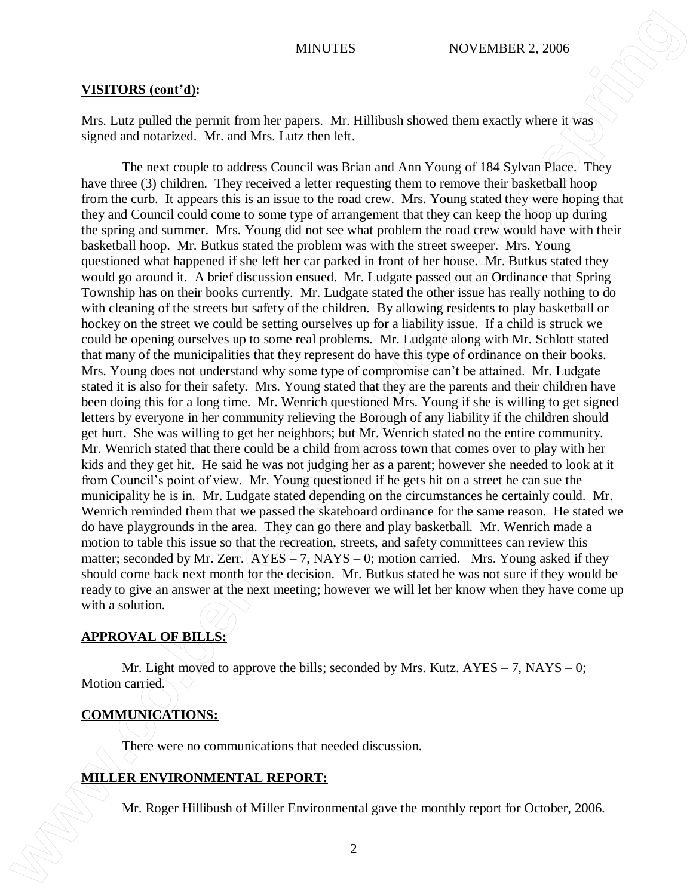**VISITORS (cont'd):**

Mrs. Lutz pulled the permit from her papers. Mr. Hillibush showed them exactly where it was signed and notarized. Mr. and Mrs. Lutz then left.

The next couple to address Council was Brian and Ann Young of 184 Sylvan Place. They have three (3) children. They received a letter requesting them to remove their basketball hoop from the curb. It appears this is an issue to the road crew. Mrs. Young stated they were hoping that they and Council could come to some type of arrangement that they can keep the hoop up during the spring and summer. Mrs. Young did not see what problem the road crew would have with their basketball hoop. Mr. Butkus stated the problem was with the street sweeper. Mrs. Young questioned what happened if she left her car parked in front of her house. Mr. Butkus stated they would go around it. A brief discussion ensued. Mr. Ludgate passed out an Ordinance that Spring Township has on their books currently. Mr. Ludgate stated the other issue has really nothing to do with cleaning of the streets but safety of the children. By allowing residents to play basketball or hockey on the street we could be setting ourselves up for a liability issue. If a child is struck we could be opening ourselves up to some real problems. Mr. Ludgate along with Mr. Schlott stated that many of the municipalities that they represent do have this type of ordinance on their books. Mrs. Young does not understand why some type of compromise can't be attained. Mr. Ludgate stated it is also for their safety. Mrs. Young stated that they are the parents and their children have been doing this for a long time. Mr. Wenrich questioned Mrs. Young if she is willing to get signed letters by everyone in her community relieving the Borough of any liability if the children should get hurt. She was willing to get her neighbors; but Mr. Wenrich stated no the entire community. Mr. Wenrich stated that there could be a child from across town that comes over to play with her kids and they get hit. He said he was not judging her as a parent; however she needed to look at it from Council's point of view. Mr. Young questioned if he gets hit on a street he can sue the municipality he is in. Mr. Ludgate stated depending on the circumstances he certainly could. Mr. Wenrich reminded them that we passed the skateboard ordinance for the same reason. He stated we do have playgrounds in the area. They can go there and play basketball. Mr. Wenrich made a motion to table this issue so that the recreation, streets, and safety committees can review this matter; seconded by Mr. Zerr. AYES – 7, NAYS – 0; motion carried. Mrs. Young asked if they should come back next month for the decision. Mr. Butkus stated he was not sure if they would be ready to give an answer at the next meeting; however we will let her know when they have come up with a solution.

**APPROVAL OF BILLS:**

Mr. Light moved to approve the bills; seconded by Mrs. Kutz. AYES – 7, NAYS – 0; Motion carried.

**COMMUNICATIONS:**

There were no communications that needed discussion.

**MILLER ENVIRONMENTAL REPORT:**

Mr. Roger Hillibush of Miller Environmental gave the monthly report for October, 2006.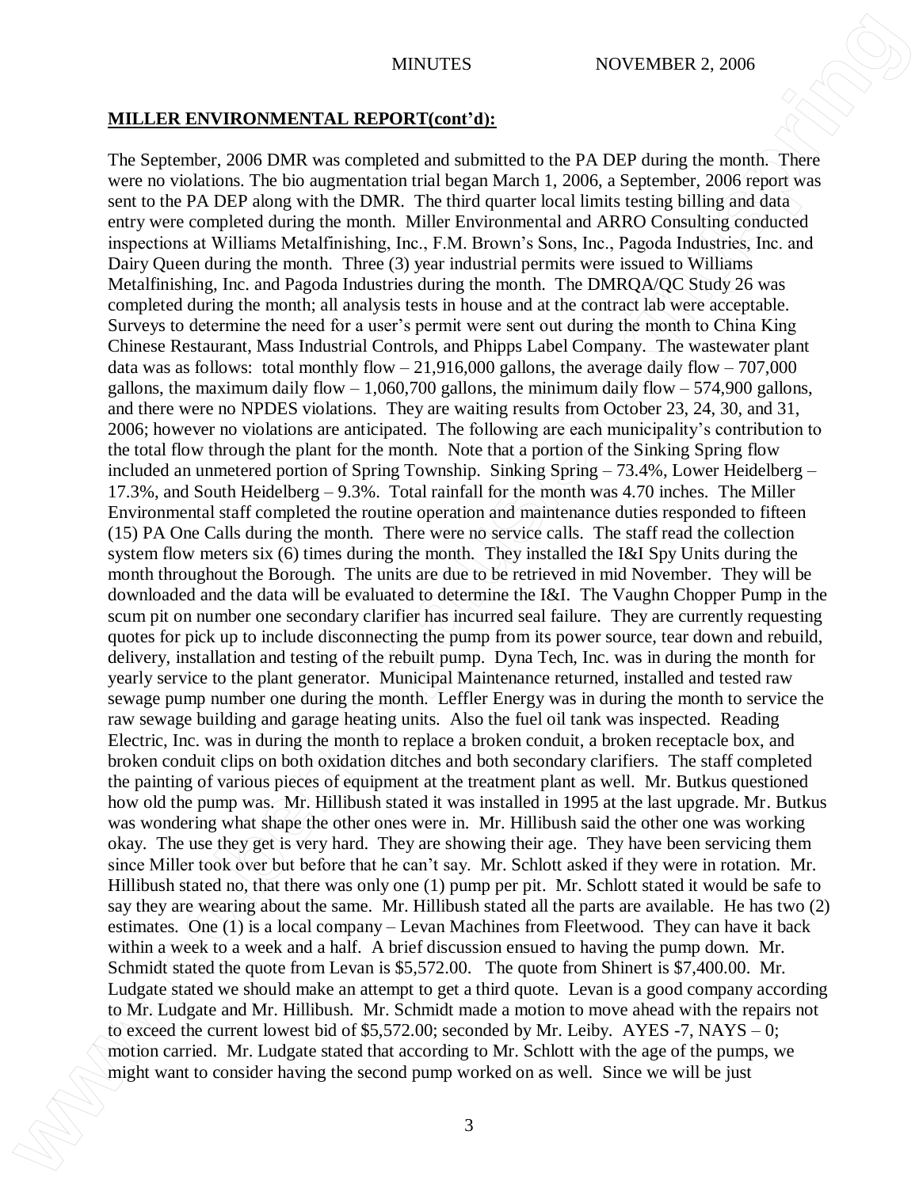**MILLER ENVIRONMENTAL REPORT(cont'd):**

The September, 2006 DMR was completed and submitted to the PA DEP during the month. There were no violations. The bio augmentation trial began March 1, 2006, a September, 2006 report was sent to the PA DEP along with the DMR. The third quarter local limits testing billing and data entry were completed during the month. Miller Environmental and ARRO Consulting conducted inspections at Williams Metalfinishing, Inc., F.M. Brown's Sons, Inc., Pagoda Industries, Inc. and Dairy Queen during the month. Three (3) year industrial permits were issued to Williams Metalfinishing, Inc. and Pagoda Industries during the month. The DMRQA/QC Study 26 was completed during the month; all analysis tests in house and at the contract lab were acceptable. Surveys to determine the need for a user's permit were sent out during the month to China King Chinese Restaurant, Mass Industrial Controls, and Phipps Label Company. The wastewater plant data was as follows: total monthly flow – 21,916,000 gallons, the average daily flow – 707,000 gallons, the maximum daily flow – 1,060,700 gallons, the minimum daily flow – 574,900 gallons, and there were no NPDES violations. They are waiting results from October 23, 24, 30, and 31, 2006; however no violations are anticipated. The following are each municipality's contribution to the total flow through the plant for the month. Note that a portion of the Sinking Spring flow included an unmetered portion of Spring Township. Sinking Spring – 73.4%, Lower Heidelberg – 17.3%, and South Heidelberg – 9.3%. Total rainfall for the month was 4.70 inches. The Miller Environmental staff completed the routine operation and maintenance duties responded to fifteen (15) PA One Calls during the month. There were no service calls. The staff read the collection system flow meters six (6) times during the month. They installed the I&I Spy Units during the month throughout the Borough. The units are due to be retrieved in mid November. They will be downloaded and the data will be evaluated to determine the I&I. The Vaughn Chopper Pump in the scum pit on number one secondary clarifier has incurred seal failure. They are currently requesting quotes for pick up to include disconnecting the pump from its power source, tear down and rebuild, delivery, installation and testing of the rebuilt pump. Dyna Tech, Inc. was in during the month for yearly service to the plant generator. Municipal Maintenance returned, installed and tested raw sewage pump number one during the month. Leffler Energy was in during the month to service the raw sewage building and garage heating units. Also the fuel oil tank was inspected. Reading Electric, Inc. was in during the month to replace a broken conduit, a broken receptacle box, and broken conduit clips on both oxidation ditches and both secondary clarifiers. The staff completed the painting of various pieces of equipment at the treatment plant as well. Mr. Butkus questioned how old the pump was. Mr. Hillibush stated it was installed in 1995 at the last upgrade. Mr. Butkus was wondering what shape the other ones were in. Mr. Hillibush said the other one was working okay. The use they get is very hard. They are showing their age. They have been servicing them since Miller took over but before that he can't say. Mr. Schlott asked if they were in rotation. Mr. Hillibush stated no, that there was only one (1) pump per pit. Mr. Schlott stated it would be safe to say they are wearing about the same. Mr. Hillibush stated all the parts are available. He has two (2) estimates. One (1) is a local company – Levan Machines from Fleetwood. They can have it back within a week to a week and a half. A brief discussion ensued to having the pump down. Mr. Schmidt stated the quote from Levan is $5,572.00. The quote from Shinert is $7,400.00. Mr. Ludgate stated we should make an attempt to get a third quote. Levan is a good company according to Mr. Ludgate and Mr. Hillibush. Mr. Schmidt made a motion to move ahead with the repairs not to exceed the current lowest bid of $5,572.00; seconded by Mr. Leiby. AYES -7, NAYS – 0; motion carried. Mr. Ludgate stated that according to Mr. Schlott with the age of the pumps, we might want to consider having the second pump worked on as well. Since we will be just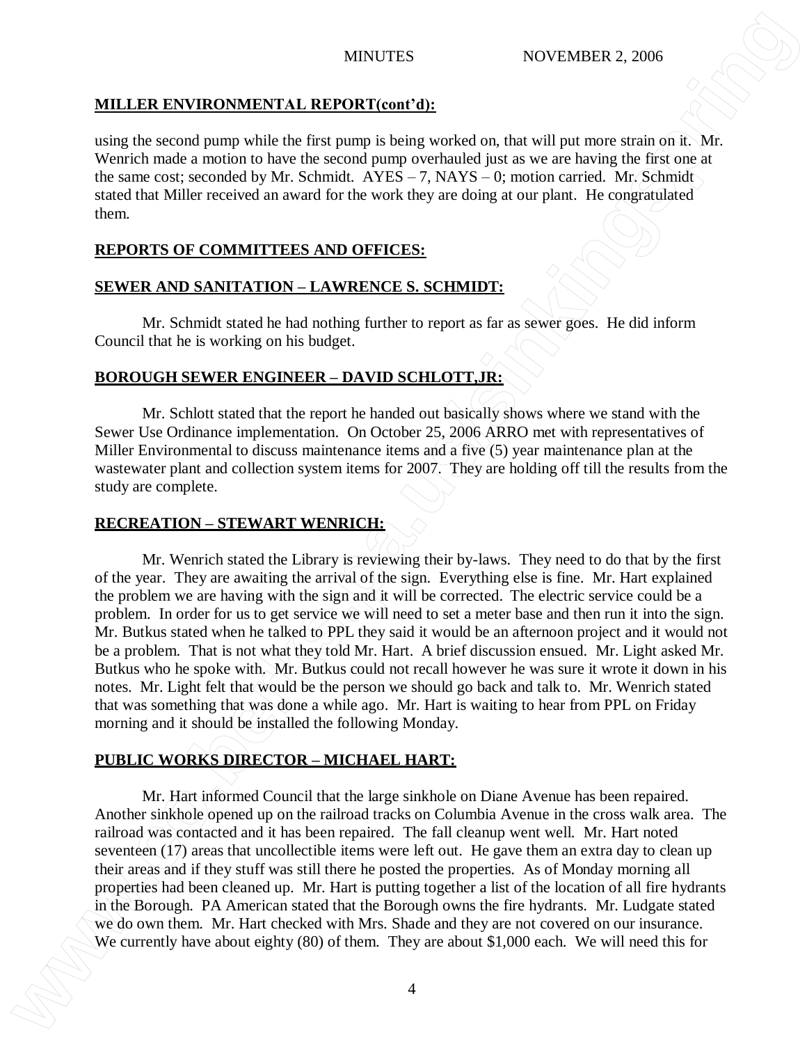## MILLER ENVIRONMENTAL REPORT(cont'd):

using the second pump while the first pump is being worked on, that will put more strain on it. Mr. Wenrich made a motion to have the second pump overhauled just as we are having the first one at the same cost; seconded by Mr. Schmidt. AYES – 7, NAYS – 0; motion carried. Mr. Schmidt stated that Miller received an award for the work they are doing at our plant. He congratulated them.

## REPORTS OF COMMITTEES AND OFFICES:

## SEWER AND SANITATION – LAWRENCE S. SCHMIDT:

Mr. Schmidt stated he had nothing further to report as far as sewer goes. He did inform Council that he is working on his budget.

## BOROUGH SEWER ENGINEER – DAVID SCHLOTT,JR:

Mr. Schlott stated that the report he handed out basically shows where we stand with the Sewer Use Ordinance implementation. On October 25, 2006 ARRO met with representatives of Miller Environmental to discuss maintenance items and a five (5) year maintenance plan at the wastewater plant and collection system items for 2007. They are holding off till the results from the study are complete.

## RECREATION – STEWART WENRICH:

Mr. Wenrich stated the Library is reviewing their by-laws. They need to do that by the first of the year. They are awaiting the arrival of the sign. Everything else is fine. Mr. Hart explained the problem we are having with the sign and it will be corrected. The electric service could be a problem. In order for us to get service we will need to set a meter base and then run it into the sign. Mr. Butkus stated when he talked to PPL they said it would be an afternoon project and it would not be a problem. That is not what they told Mr. Hart. A brief discussion ensued. Mr. Light asked Mr. Butkus who he spoke with. Mr. Butkus could not recall however he was sure it wrote it down in his notes. Mr. Light felt that would be the person we should go back and talk to. Mr. Wenrich stated that was something that was done a while ago. Mr. Hart is waiting to hear from PPL on Friday morning and it should be installed the following Monday.

## PUBLIC WORKS DIRECTOR – MICHAEL HART:

Mr. Hart informed Council that the large sinkhole on Diane Avenue has been repaired. Another sinkhole opened up on the railroad tracks on Columbia Avenue in the cross walk area. The railroad was contacted and it has been repaired. The fall cleanup went well. Mr. Hart noted seventeen (17) areas that uncollectible items were left out. He gave them an extra day to clean up their areas and if they stuff was still there he posted the properties. As of Monday morning all properties had been cleaned up. Mr. Hart is putting together a list of the location of all fire hydrants in the Borough. PA American stated that the Borough owns the fire hydrants. Mr. Ludgate stated we do own them. Mr. Hart checked with Mrs. Shade and they are not covered on our insurance. We currently have about eighty (80) of them. They are about $1,000 each. We will need this for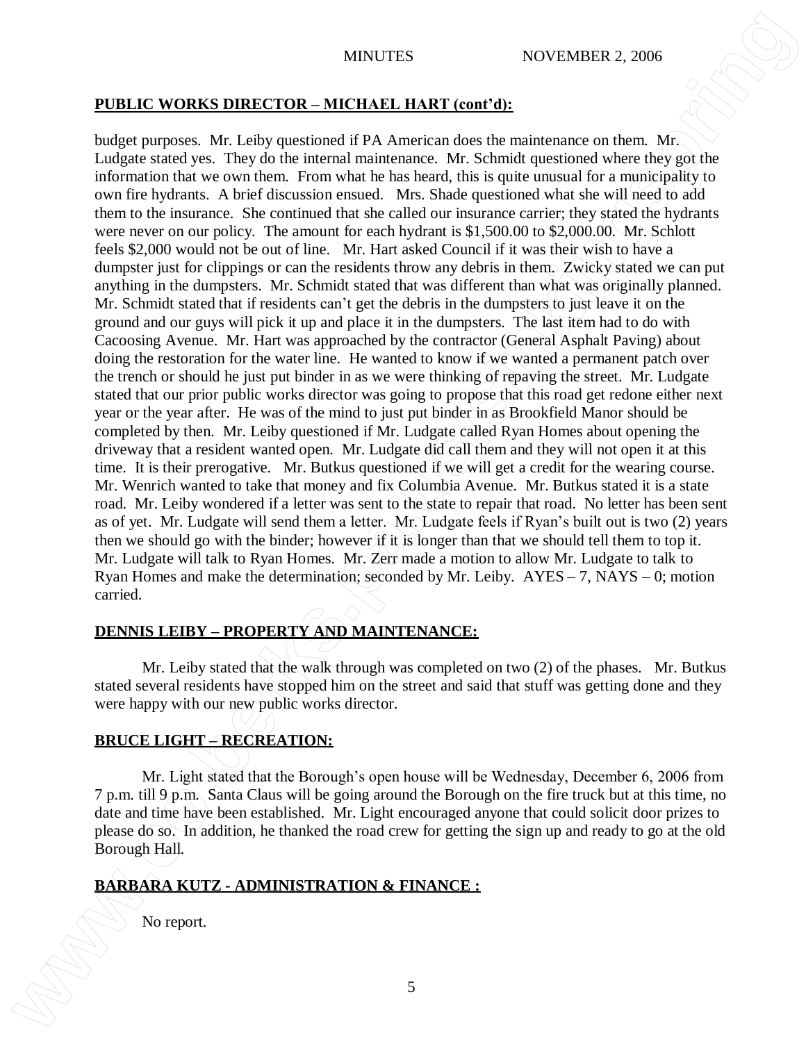## PUBLIC WORKS DIRECTOR – MICHAEL HART (cont'd):

budget purposes. Mr. Leiby questioned if PA American does the maintenance on them. Mr. Ludgate stated yes. They do the internal maintenance. Mr. Schmidt questioned where they got the information that we own them. From what he has heard, this is quite unusual for a municipality to own fire hydrants. A brief discussion ensued. Mrs. Shade questioned what she will need to add them to the insurance. She continued that she called our insurance carrier; they stated the hydrants were never on our policy. The amount for each hydrant is $1,500.00 to $2,000.00. Mr. Schlott feels $2,000 would not be out of line. Mr. Hart asked Council if it was their wish to have a dumpster just for clippings or can the residents throw any debris in them. Zwicky stated we can put anything in the dumpsters. Mr. Schmidt stated that was different than what was originally planned. Mr. Schmidt stated that if residents can't get the debris in the dumpsters to just leave it on the ground and our guys will pick it up and place it in the dumpsters. The last item had to do with Cacoosing Avenue. Mr. Hart was approached by the contractor (General Asphalt Paving) about doing the restoration for the water line. He wanted to know if we wanted a permanent patch over the trench or should he just put binder in as we were thinking of repaving the street. Mr. Ludgate stated that our prior public works director was going to propose that this road get redone either next year or the year after. He was of the mind to just put binder in as Brookfield Manor should be completed by then. Mr. Leiby questioned if Mr. Ludgate called Ryan Homes about opening the driveway that a resident wanted open. Mr. Ludgate did call them and they will not open it at this time. It is their prerogative. Mr. Butkus questioned if we will get a credit for the wearing course. Mr. Wenrich wanted to take that money and fix Columbia Avenue. Mr. Butkus stated it is a state road. Mr. Leiby wondered if a letter was sent to the state to repair that road. No letter has been sent as of yet. Mr. Ludgate will send them a letter. Mr. Ludgate feels if Ryan's built out is two (2) years then we should go with the binder; however if it is longer than that we should tell them to top it. Mr. Ludgate will talk to Ryan Homes. Mr. Zerr made a motion to allow Mr. Ludgate to talk to Ryan Homes and make the determination; seconded by Mr. Leiby. AYES – 7, NAYS – 0; motion carried.

## DENNIS LEIBY – PROPERTY AND MAINTENANCE:

Mr. Leiby stated that the walk through was completed on two (2) of the phases. Mr. Butkus stated several residents have stopped him on the street and said that stuff was getting done and they were happy with our new public works director.

## BRUCE LIGHT – RECREATION:

Mr. Light stated that the Borough's open house will be Wednesday, December 6, 2006 from 7 p.m. till 9 p.m. Santa Claus will be going around the Borough on the fire truck but at this time, no date and time have been established. Mr. Light encouraged anyone that could solicit door prizes to please do so. In addition, he thanked the road crew for getting the sign up and ready to go at the old Borough Hall.

## BARBARA KUTZ - ADMINISTRATION & FINANCE :

No report.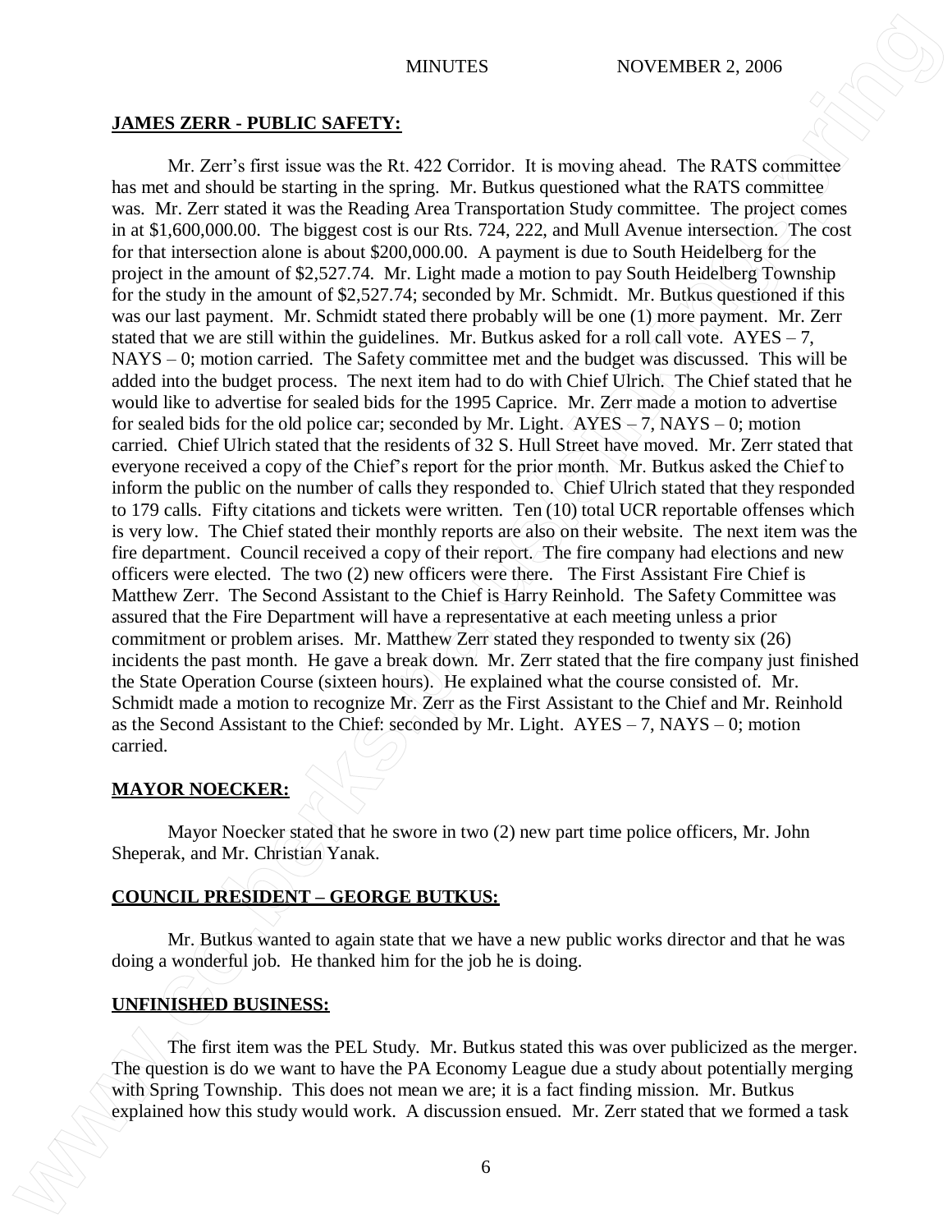## JAMES ZERR - PUBLIC SAFETY:

Mr. Zerr's first issue was the Rt. 422 Corridor. It is moving ahead. The RATS committee has met and should be starting in the spring. Mr. Butkus questioned what the RATS committee was. Mr. Zerr stated it was the Reading Area Transportation Study committee. The project comes in at $1,600,000.00. The biggest cost is our Rts. 724, 222, and Mull Avenue intersection. The cost for that intersection alone is about $200,000.00. A payment is due to South Heidelberg for the project in the amount of $2,527.74. Mr. Light made a motion to pay South Heidelberg Township for the study in the amount of $2,527.74; seconded by Mr. Schmidt. Mr. Butkus questioned if this was our last payment. Mr. Schmidt stated there probably will be one (1) more payment. Mr. Zerr stated that we are still within the guidelines. Mr. Butkus asked for a roll call vote. AYES – 7, NAYS – 0; motion carried. The Safety committee met and the budget was discussed. This will be added into the budget process. The next item had to do with Chief Ulrich. The Chief stated that he would like to advertise for sealed bids for the 1995 Caprice. Mr. Zerr made a motion to advertise for sealed bids for the old police car; seconded by Mr. Light. AYES – 7, NAYS – 0; motion carried. Chief Ulrich stated that the residents of 32 S. Hull Street have moved. Mr. Zerr stated that everyone received a copy of the Chief's report for the prior month. Mr. Butkus asked the Chief to inform the public on the number of calls they responded to. Chief Ulrich stated that they responded to 179 calls. Fifty citations and tickets were written. Ten (10) total UCR reportable offenses which is very low. The Chief stated their monthly reports are also on their website. The next item was the fire department. Council received a copy of their report. The fire company had elections and new officers were elected. The two (2) new officers were there. The First Assistant Fire Chief is Matthew Zerr. The Second Assistant to the Chief is Harry Reinhold. The Safety Committee was assured that the Fire Department will have a representative at each meeting unless a prior commitment or problem arises. Mr. Matthew Zerr stated they responded to twenty six (26) incidents the past month. He gave a break down. Mr. Zerr stated that the fire company just finished the State Operation Course (sixteen hours). He explained what the course consisted of. Mr. Schmidt made a motion to recognize Mr. Zerr as the First Assistant to the Chief and Mr. Reinhold as the Second Assistant to the Chief: seconded by Mr. Light. AYES – 7, NAYS – 0; motion carried.

## MAYOR NOECKER:

Mayor Noecker stated that he swore in two (2) new part time police officers, Mr. John Sheperak, and Mr. Christian Yanak.

## COUNCIL PRESIDENT – GEORGE BUTKUS:

Mr. Butkus wanted to again state that we have a new public works director and that he was doing a wonderful job. He thanked him for the job he is doing.

## UNFINISHED BUSINESS:

The first item was the PEL Study. Mr. Butkus stated this was over publicized as the merger. The question is do we want to have the PA Economy League due a study about potentially merging with Spring Township. This does not mean we are; it is a fact finding mission. Mr. Butkus explained how this study would work. A discussion ensued. Mr. Zerr stated that we formed a task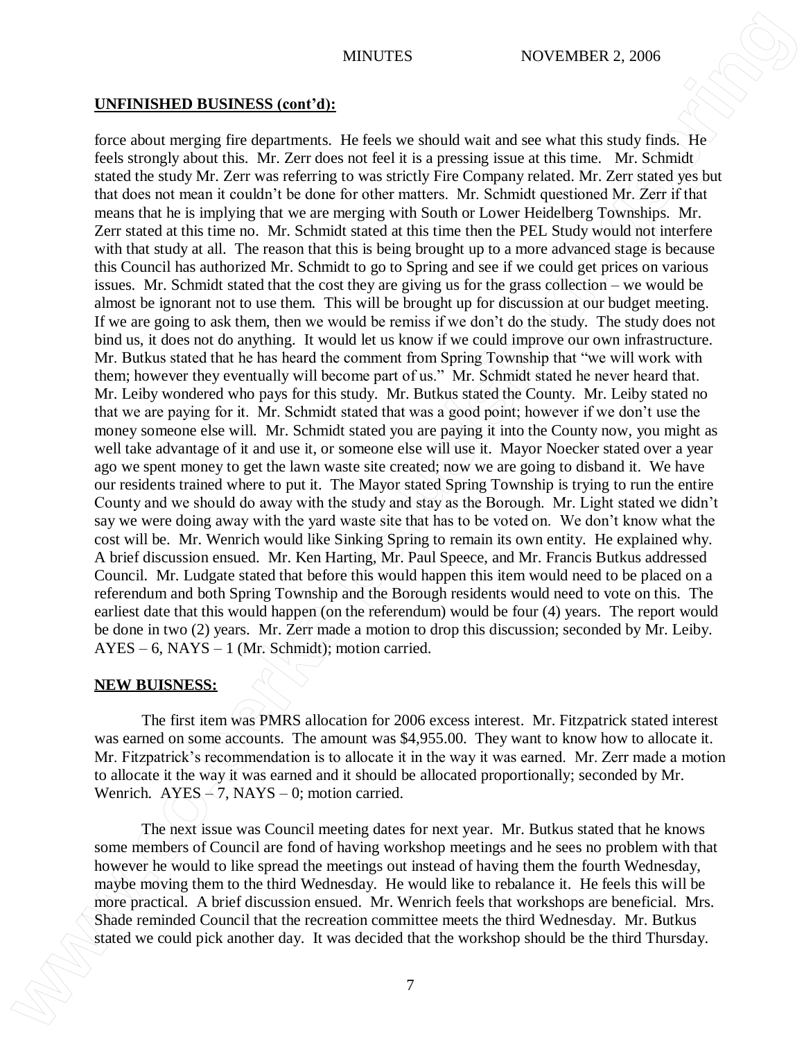**UNFINISHED BUSINESS (cont'd):**

force about merging fire departments. He feels we should wait and see what this study finds. He feels strongly about this. Mr. Zerr does not feel it is a pressing issue at this time. Mr. Schmidt stated the study Mr. Zerr was referring to was strictly Fire Company related. Mr. Zerr stated yes but that does not mean it couldn't be done for other matters. Mr. Schmidt questioned Mr. Zerr if that means that he is implying that we are merging with South or Lower Heidelberg Townships. Mr. Zerr stated at this time no. Mr. Schmidt stated at this time then the PEL Study would not interfere with that study at all. The reason that this is being brought up to a more advanced stage is because this Council has authorized Mr. Schmidt to go to Spring and see if we could get prices on various issues. Mr. Schmidt stated that the cost they are giving us for the grass collection – we would be almost be ignorant not to use them. This will be brought up for discussion at our budget meeting. If we are going to ask them, then we would be remiss if we don't do the study. The study does not bind us, it does not do anything. It would let us know if we could improve our own infrastructure. Mr. Butkus stated that he has heard the comment from Spring Township that "we will work with them; however they eventually will become part of us." Mr. Schmidt stated he never heard that. Mr. Leiby wondered who pays for this study. Mr. Butkus stated the County. Mr. Leiby stated no that we are paying for it. Mr. Schmidt stated that was a good point; however if we don't use the money someone else will. Mr. Schmidt stated you are paying it into the County now, you might as well take advantage of it and use it, or someone else will use it. Mayor Noecker stated over a year ago we spent money to get the lawn waste site created; now we are going to disband it. We have our residents trained where to put it. The Mayor stated Spring Township is trying to run the entire County and we should do away with the study and stay as the Borough. Mr. Light stated we didn't say we were doing away with the yard waste site that has to be voted on. We don't know what the cost will be. Mr. Wenrich would like Sinking Spring to remain its own entity. He explained why. A brief discussion ensued. Mr. Ken Harting, Mr. Paul Speece, and Mr. Francis Butkus addressed Council. Mr. Ludgate stated that before this would happen this item would need to be placed on a referendum and both Spring Township and the Borough residents would need to vote on this. The earliest date that this would happen (on the referendum) would be four (4) years. The report would be done in two (2) years. Mr. Zerr made a motion to drop this discussion; seconded by Mr. Leiby. AYES – 6, NAYS – 1 (Mr. Schmidt); motion carried.

**NEW BUISNESS:**

The first item was PMRS allocation for 2006 excess interest. Mr. Fitzpatrick stated interest was earned on some accounts. The amount was $4,955.00. They want to know how to allocate it. Mr. Fitzpatrick's recommendation is to allocate it in the way it was earned. Mr. Zerr made a motion to allocate it the way it was earned and it should be allocated proportionally; seconded by Mr. Wenrich. AYES – 7, NAYS – 0; motion carried.

The next issue was Council meeting dates for next year. Mr. Butkus stated that he knows some members of Council are fond of having workshop meetings and he sees no problem with that however he would to like spread the meetings out instead of having them the fourth Wednesday, maybe moving them to the third Wednesday. He would like to rebalance it. He feels this will be more practical. A brief discussion ensued. Mr. Wenrich feels that workshops are beneficial. Mrs. Shade reminded Council that the recreation committee meets the third Wednesday. Mr. Butkus stated we could pick another day. It was decided that the workshop should be the third Thursday.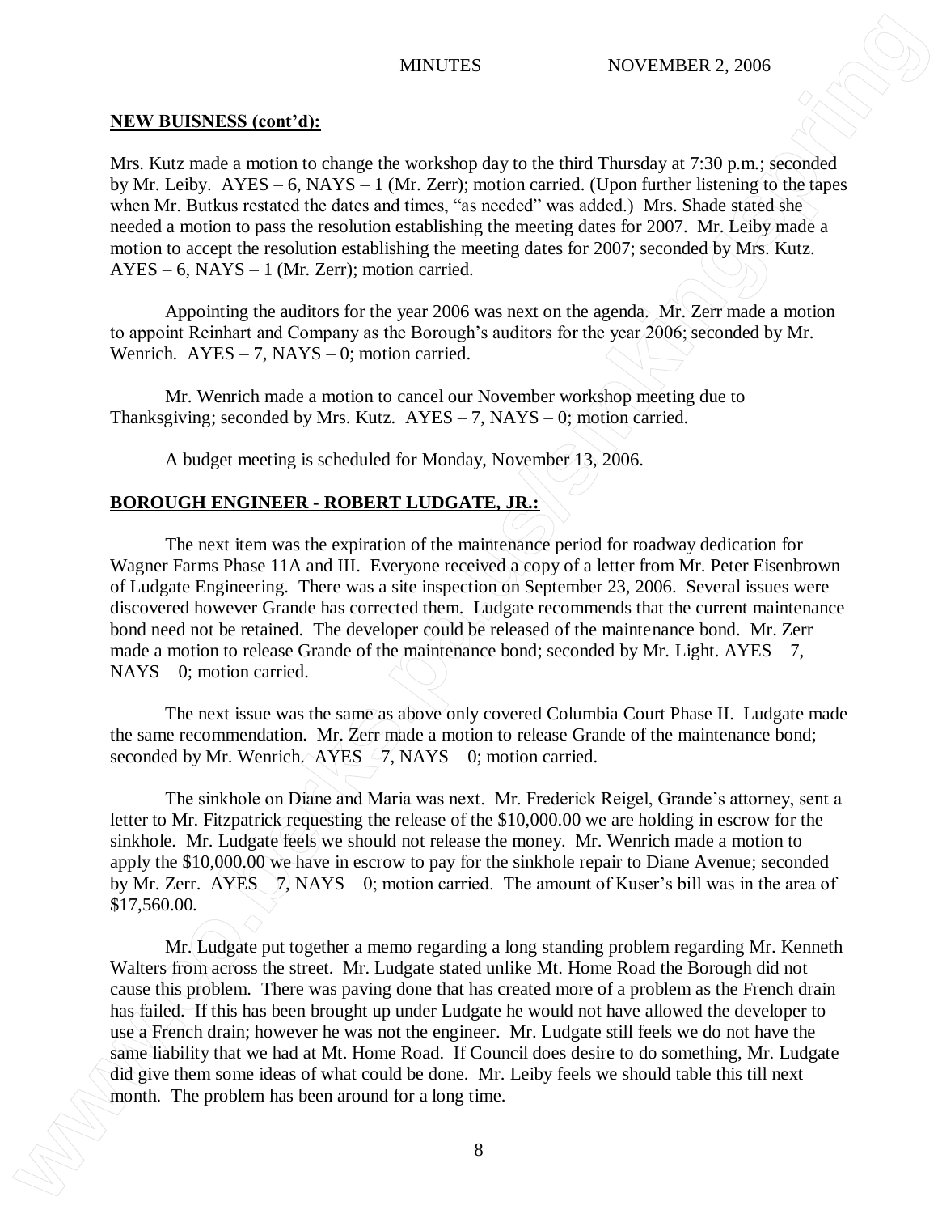**NEW BUISNESS (cont'd):**

Mrs. Kutz made a motion to change the workshop day to the third Thursday at 7:30 p.m.; seconded by Mr. Leiby. AYES – 6, NAYS – 1 (Mr. Zerr); motion carried. (Upon further listening to the tapes when Mr. Butkus restated the dates and times, "as needed" was added.) Mrs. Shade stated she needed a motion to pass the resolution establishing the meeting dates for 2007. Mr. Leiby made a motion to accept the resolution establishing the meeting dates for 2007; seconded by Mrs. Kutz. AYES – 6, NAYS – 1 (Mr. Zerr); motion carried.

Appointing the auditors for the year 2006 was next on the agenda. Mr. Zerr made a motion to appoint Reinhart and Company as the Borough's auditors for the year 2006; seconded by Mr. Wenrich. AYES – 7, NAYS – 0; motion carried.

Mr. Wenrich made a motion to cancel our November workshop meeting due to Thanksgiving; seconded by Mrs. Kutz. AYES – 7, NAYS – 0; motion carried.

A budget meeting is scheduled for Monday, November 13, 2006.

**BOROUGH ENGINEER - ROBERT LUDGATE, JR.:**

The next item was the expiration of the maintenance period for roadway dedication for Wagner Farms Phase 11A and III. Everyone received a copy of a letter from Mr. Peter Eisenbrown of Ludgate Engineering. There was a site inspection on September 23, 2006. Several issues were discovered however Grande has corrected them. Ludgate recommends that the current maintenance bond need not be retained. The developer could be released of the maintenance bond. Mr. Zerr made a motion to release Grande of the maintenance bond; seconded by Mr. Light. AYES – 7, NAYS – 0; motion carried.

The next issue was the same as above only covered Columbia Court Phase II. Ludgate made the same recommendation. Mr. Zerr made a motion to release Grande of the maintenance bond; seconded by Mr. Wenrich. AYES – 7, NAYS – 0; motion carried.

The sinkhole on Diane and Maria was next. Mr. Frederick Reigel, Grande's attorney, sent a letter to Mr. Fitzpatrick requesting the release of the $10,000.00 we are holding in escrow for the sinkhole. Mr. Ludgate feels we should not release the money. Mr. Wenrich made a motion to apply the $10,000.00 we have in escrow to pay for the sinkhole repair to Diane Avenue; seconded by Mr. Zerr. AYES – 7, NAYS – 0; motion carried. The amount of Kuser's bill was in the area of $17,560.00.

Mr. Ludgate put together a memo regarding a long standing problem regarding Mr. Kenneth Walters from across the street. Mr. Ludgate stated unlike Mt. Home Road the Borough did not cause this problem. There was paving done that has created more of a problem as the French drain has failed. If this has been brought up under Ludgate he would not have allowed the developer to use a French drain; however he was not the engineer. Mr. Ludgate still feels we do not have the same liability that we had at Mt. Home Road. If Council does desire to do something, Mr. Ludgate did give them some ideas of what could be done. Mr. Leiby feels we should table this till next month. The problem has been around for a long time.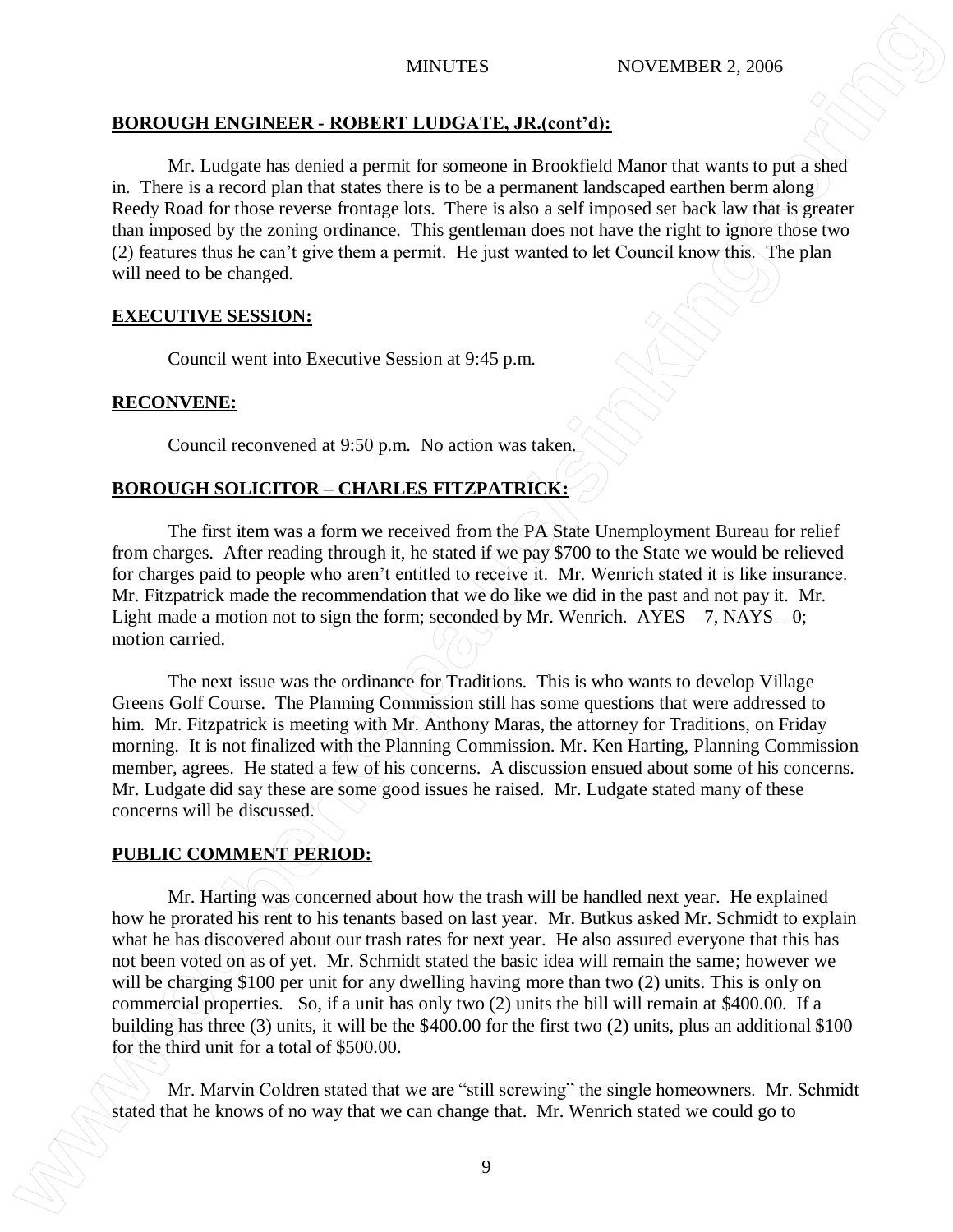**BOROUGH ENGINEER - ROBERT LUDGATE, JR.(cont'd):**

Mr. Ludgate has denied a permit for someone in Brookfield Manor that wants to put a shed in. There is a record plan that states there is to be a permanent landscaped earthen berm along Reedy Road for those reverse frontage lots. There is also a self imposed set back law that is greater than imposed by the zoning ordinance. This gentleman does not have the right to ignore those two (2) features thus he can't give them a permit. He just wanted to let Council know this. The plan will need to be changed.

**EXECUTIVE SESSION:**

Council went into Executive Session at 9:45 p.m.

**RECONVENE:**

Council reconvened at 9:50 p.m. No action was taken.

**BOROUGH SOLICITOR – CHARLES FITZPATRICK:**

The first item was a form we received from the PA State Unemployment Bureau for relief from charges. After reading through it, he stated if we pay $700 to the State we would be relieved for charges paid to people who aren't entitled to receive it. Mr. Wenrich stated it is like insurance. Mr. Fitzpatrick made the recommendation that we do like we did in the past and not pay it. Mr. Light made a motion not to sign the form; seconded by Mr. Wenrich. AYES – 7, NAYS – 0; motion carried.

The next issue was the ordinance for Traditions. This is who wants to develop Village Greens Golf Course. The Planning Commission still has some questions that were addressed to him. Mr. Fitzpatrick is meeting with Mr. Anthony Maras, the attorney for Traditions, on Friday morning. It is not finalized with the Planning Commission. Mr. Ken Harting, Planning Commission member, agrees. He stated a few of his concerns. A discussion ensued about some of his concerns. Mr. Ludgate did say these are some good issues he raised. Mr. Ludgate stated many of these concerns will be discussed.

**PUBLIC COMMENT PERIOD:**

Mr. Harting was concerned about how the trash will be handled next year. He explained how he prorated his rent to his tenants based on last year. Mr. Butkus asked Mr. Schmidt to explain what he has discovered about our trash rates for next year. He also assured everyone that this has not been voted on as of yet. Mr. Schmidt stated the basic idea will remain the same; however we will be charging $100 per unit for any dwelling having more than two (2) units. This is only on commercial properties. So, if a unit has only two (2) units the bill will remain at $400.00. If a building has three (3) units, it will be the $400.00 for the first two (2) units, plus an additional $100 for the third unit for a total of $500.00.

Mr. Marvin Coldren stated that we are "still screwing" the single homeowners. Mr. Schmidt stated that he knows of no way that we can change that. Mr. Wenrich stated we could go to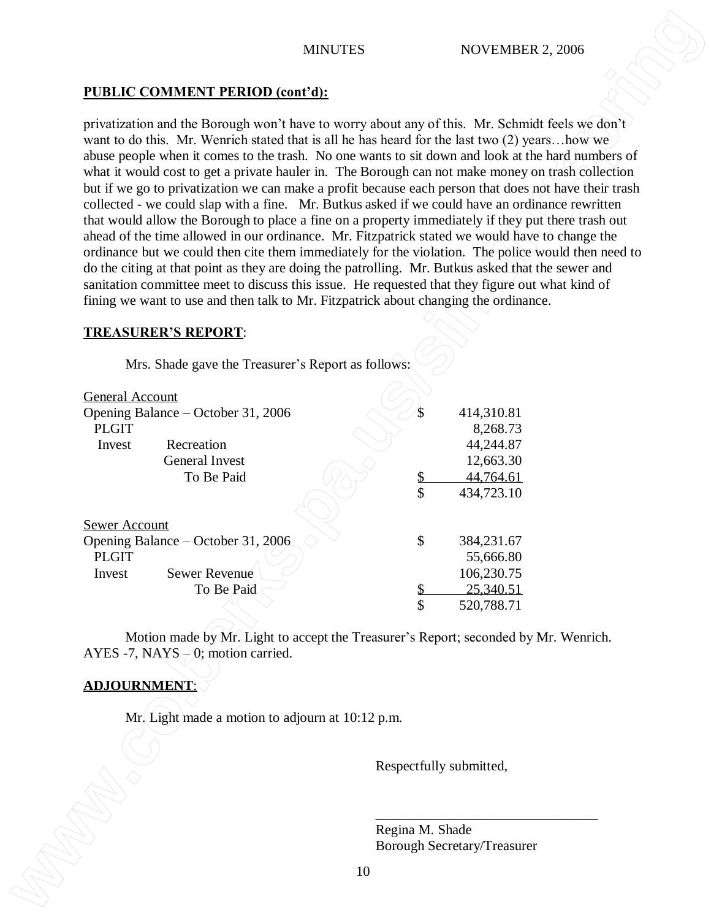**PUBLIC COMMENT PERIOD (cont'd):**

privatization and the Borough won't have to worry about any of this. Mr. Schmidt feels we don't want to do this. Mr. Wenrich stated that is all he has heard for the last two (2) years…how we abuse people when it comes to the trash. No one wants to sit down and look at the hard numbers of what it would cost to get a private hauler in. The Borough can not make money on trash collection but if we go to privatization we can make a profit because each person that does not have their trash collected - we could slap with a fine. Mr. Butkus asked if we could have an ordinance rewritten that would allow the Borough to place a fine on a property immediately if they put there trash out ahead of the time allowed in our ordinance. Mr. Fitzpatrick stated we would have to change the ordinance but we could then cite them immediately for the violation. The police would then need to do the citing at that point as they are doing the patrolling. Mr. Butkus asked that the sewer and sanitation committee meet to discuss this issue. He requested that they figure out what kind of fining we want to use and then talk to Mr. Fitzpatrick about changing the ordinance.

**TREASURER'S REPORT**:

Mrs. Shade gave the Treasurer's Report as follows:

| | | | |
|---|---|---|---|
| General Account | | | |
| Opening Balance – October 31, 2006 | | $ | 414,310.81 |
| PLGIT | | | 8,268.73 |
| Invest | Recreation | | 44,244.87 |
| | General Invest | | 12,663.30 |
| | To Be Paid | $ | 44,764.61 |
| | | $ | 434,723.10 |
| Sewer Account | | | |
| Opening Balance – October 31, 2006 | | $ | 384,231.67 |
| PLGIT | | | 55,666.80 |
| Invest | Sewer Revenue | | 106,230.75 |
| | To Be Paid | $ | 25,340.51 |
| | | $ | 520,788.71 |

Motion made by Mr. Light to accept the Treasurer's Report; seconded by Mr. Wenrich. AYES -7, NAYS – 0; motion carried.

**ADJOURNMENT**:

Mr. Light made a motion to adjourn at 10:12 p.m.

Respectfully submitted,

\_\_\_\_\_\_\_\_\_\_\_\_\_\_\_\_\_\_\_\_\_\_\_\_\_\_\_\_\_\_\_\_

Regina M. Shade
Borough Secretary/Treasurer